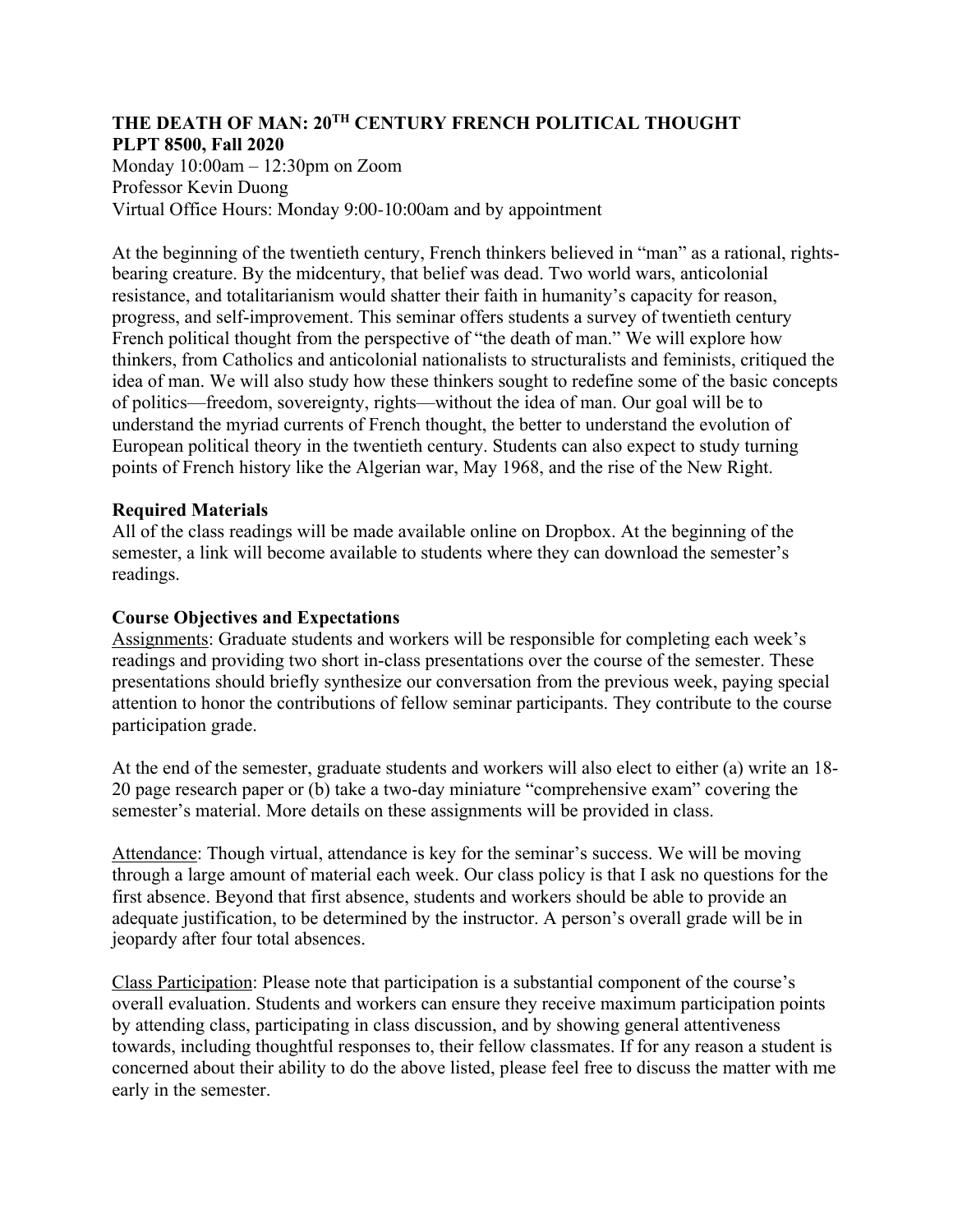# THE DEATH OF MAN: 20TH CENTURY FRENCH POLITICAL THOUGHT

**PLPT 8500, Fall 2020**

Monday 10:00am – 12:30pm on Zoom
Professor Kevin Duong
Virtual Office Hours: Monday 9:00-10:00am and by appointment

At the beginning of the twentieth century, French thinkers believed in "man" as a rational, rights-bearing creature. By the midcentury, that belief was dead. Two world wars, anticolonial resistance, and totalitarianism would shatter their faith in humanity's capacity for reason, progress, and self-improvement. This seminar offers students a survey of twentieth century French political thought from the perspective of "the death of man." We will explore how thinkers, from Catholics and anticolonial nationalists to structuralists and feminists, critiqued the idea of man. We will also study how these thinkers sought to redefine some of the basic concepts of politics—freedom, sovereignty, rights—without the idea of man. Our goal will be to understand the myriad currents of French thought, the better to understand the evolution of European political theory in the twentieth century. Students can also expect to study turning points of French history like the Algerian war, May 1968, and the rise of the New Right.

## Required Materials

All of the class readings will be made available online on Dropbox. At the beginning of the semester, a link will become available to students where they can download the semester's readings.

## Course Objectives and Expectations

<u>Assignments</u>: Graduate students and workers will be responsible for completing each week's readings and providing two short in-class presentations over the course of the semester. These presentations should briefly synthesize our conversation from the previous week, paying special attention to honor the contributions of fellow seminar participants. They contribute to the course participation grade.

At the end of the semester, graduate students and workers will also elect to either (a) write an 18-20 page research paper or (b) take a two-day miniature "comprehensive exam" covering the semester's material. More details on these assignments will be provided in class.

<u>Attendance</u>: Though virtual, attendance is key for the seminar's success. We will be moving through a large amount of material each week. Our class policy is that I ask no questions for the first absence. Beyond that first absence, students and workers should be able to provide an adequate justification, to be determined by the instructor. A person's overall grade will be in jeopardy after four total absences.

<u>Class Participation</u>: Please note that participation is a substantial component of the course's overall evaluation. Students and workers can ensure they receive maximum participation points by attending class, participating in class discussion, and by showing general attentiveness towards, including thoughtful responses to, their fellow classmates. If for any reason a student is concerned about their ability to do the above listed, please feel free to discuss the matter with me early in the semester.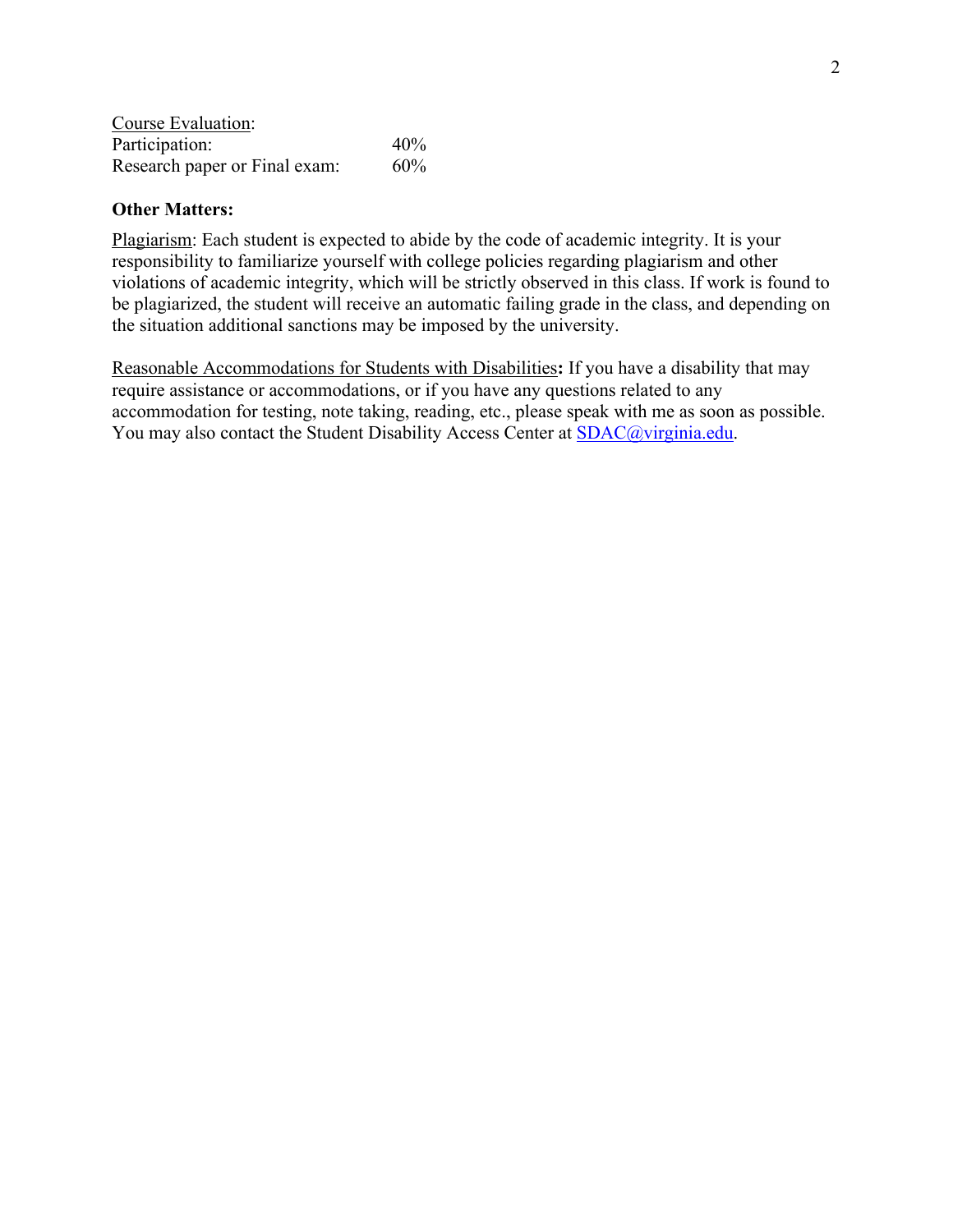Course Evaluation:

| | |
|---|---|
| Participation: | 40% |
| Research paper or Final exam: | 60% |

**Other Matters:**

Plagiarism: Each student is expected to abide by the code of academic integrity. It is your responsibility to familiarize yourself with college policies regarding plagiarism and other violations of academic integrity, which will be strictly observed in this class. If work is found to be plagiarized, the student will receive an automatic failing grade in the class, and depending on the situation additional sanctions may be imposed by the university.

Reasonable Accommodations for Students with Disabilities**:** If you have a disability that may require assistance or accommodations, or if you have any questions related to any accommodation for testing, note taking, reading, etc., please speak with me as soon as possible. You may also contact the Student Disability Access Center at SDAC@virginia.edu.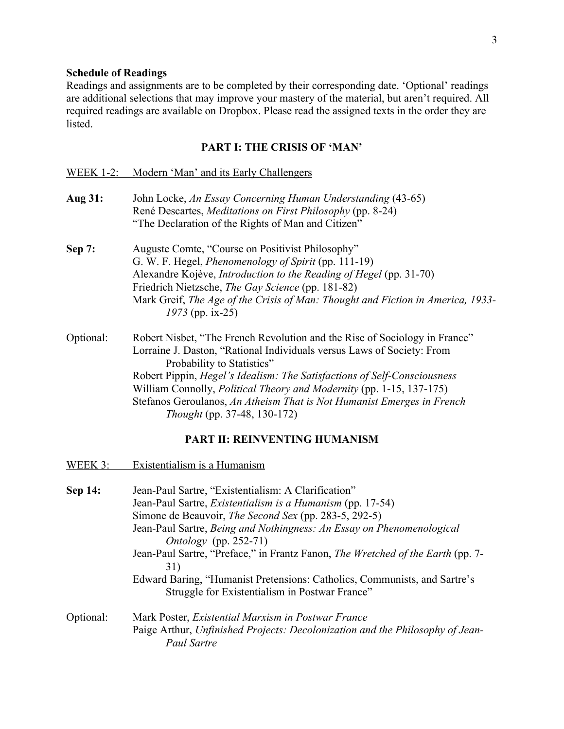**Schedule of Readings**

Readings and assignments are to be completed by their corresponding date. 'Optional' readings are additional selections that may improve your mastery of the material, but aren't required. All required readings are available on Dropbox. Please read the assigned texts in the order they are listed.

## PART I: THE CRISIS OF 'MAN'

WEEK 1-2: Modern 'Man' and its Early Challengers

**Aug 31:** John Locke, *An Essay Concerning Human Understanding* (43-65)
René Descartes, *Meditations on First Philosophy* (pp. 8-24)
"The Declaration of the Rights of Man and Citizen"

**Sep 7:** Auguste Comte, "Course on Positivist Philosophy"
G. W. F. Hegel, *Phenomenology of Spirit* (pp. 111-19)
Alexandre Kojève, *Introduction to the Reading of Hegel* (pp. 31-70)
Friedrich Nietzsche, *The Gay Science* (pp. 181-82)
Mark Greif, *The Age of the Crisis of Man: Thought and Fiction in America, 1933-1973* (pp. ix-25)

Optional: Robert Nisbet, "The French Revolution and the Rise of Sociology in France"
Lorraine J. Daston, "Rational Individuals versus Laws of Society: From Probability to Statistics"
Robert Pippin, *Hegel's Idealism: The Satisfactions of Self-Consciousness*
William Connolly, *Political Theory and Modernity* (pp. 1-15, 137-175)
Stefanos Geroulanos, *An Atheism That is Not Humanist Emerges in French Thought* (pp. 37-48, 130-172)

## PART II: REINVENTING HUMANISM

WEEK 3: Existentialism is a Humanism

**Sep 14:** Jean-Paul Sartre, "Existentialism: A Clarification"
Jean-Paul Sartre, *Existentialism is a Humanism* (pp. 17-54)
Simone de Beauvoir, *The Second Sex* (pp. 283-5, 292-5)
Jean-Paul Sartre, *Being and Nothingness: An Essay on Phenomenological Ontology* (pp. 252-71)
Jean-Paul Sartre, "Preface," in Frantz Fanon, *The Wretched of the Earth* (pp. 7-31)
Edward Baring, "Humanist Pretensions: Catholics, Communists, and Sartre's Struggle for Existentialism in Postwar France"

Optional: Mark Poster, *Existential Marxism in Postwar France*
Paige Arthur, *Unfinished Projects: Decolonization and the Philosophy of Jean-Paul Sartre*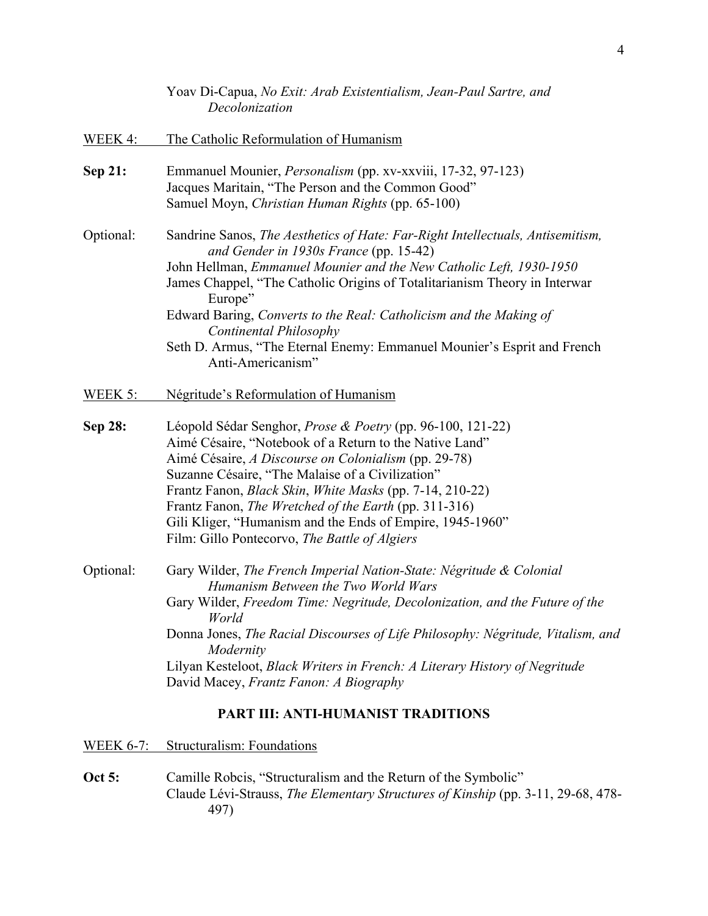Yoav Di-Capua, *No Exit: Arab Existentialism, Jean-Paul Sartre, and Decolonization*

WEEK 4: The Catholic Reformulation of Humanism

**Sep 21:** Emmanuel Mounier, *Personalism* (pp. xv-xxviii, 17-32, 97-123)
Jacques Maritain, "The Person and the Common Good"
Samuel Moyn, *Christian Human Rights* (pp. 65-100)

Optional: Sandrine Sanos, *The Aesthetics of Hate: Far-Right Intellectuals, Antisemitism, and Gender in 1930s France* (pp. 15-42)
John Hellman, *Emmanuel Mounier and the New Catholic Left, 1930-1950*
James Chappel, "The Catholic Origins of Totalitarianism Theory in Interwar Europe"
Edward Baring, *Converts to the Real: Catholicism and the Making of Continental Philosophy*
Seth D. Armus, "The Eternal Enemy: Emmanuel Mounier's Esprit and French Anti-Americanism"

WEEK 5: Négritude's Reformulation of Humanism

**Sep 28:** Léopold Sédar Senghor, *Prose & Poetry* (pp. 96-100, 121-22)
Aimé Césaire, "Notebook of a Return to the Native Land"
Aimé Césaire, *A Discourse on Colonialism* (pp. 29-78)
Suzanne Césaire, "The Malaise of a Civilization"
Frantz Fanon, *Black Skin*, *White Masks* (pp. 7-14, 210-22)
Frantz Fanon, *The Wretched of the Earth* (pp. 311-316)
Gili Kliger, "Humanism and the Ends of Empire, 1945-1960"
Film: Gillo Pontecorvo, *The Battle of Algiers*

Optional: Gary Wilder, *The French Imperial Nation-State: Négritude & Colonial Humanism Between the Two World Wars*
Gary Wilder, *Freedom Time: Negritude, Decolonization, and the Future of the World*
Donna Jones, *The Racial Discourses of Life Philosophy: Négritude, Vitalism, and Modernity*
Lilyan Kesteloot, *Black Writers in French: A Literary History of Negritude*
David Macey, *Frantz Fanon: A Biography*

## PART III: ANTI-HUMANIST TRADITIONS

WEEK 6-7: Structuralism: Foundations

**Oct 5:** Camille Robcis, "Structuralism and the Return of the Symbolic"
Claude Lévi-Strauss, *The Elementary Structures of Kinship* (pp. 3-11, 29-68, 478-497)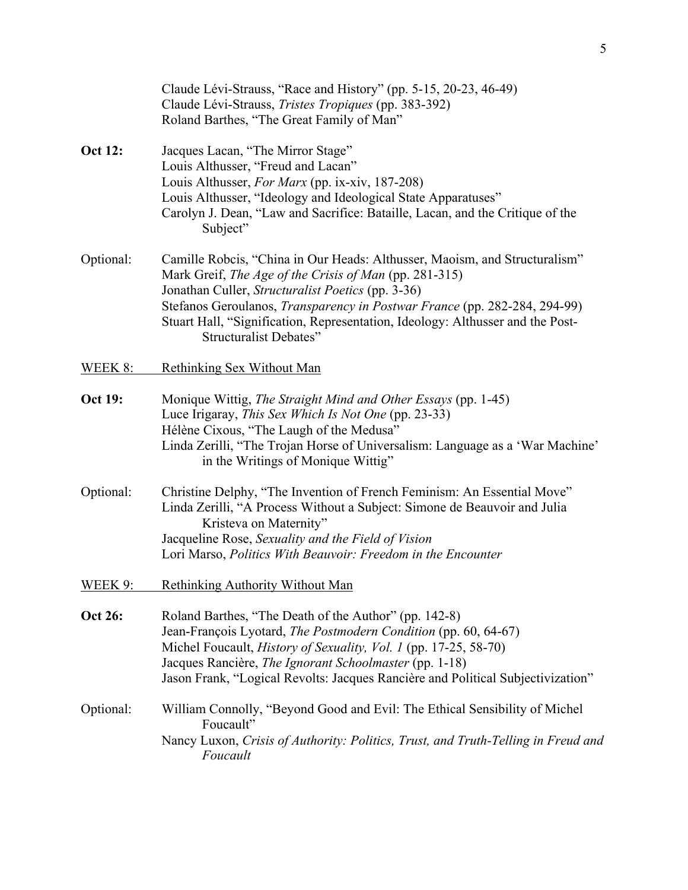Claude Lévi-Strauss, "Race and History" (pp. 5-15, 20-23, 46-49)
Claude Lévi-Strauss, *Tristes Tropiques* (pp. 383-392)
Roland Barthes, "The Great Family of Man"

**Oct 12:** Jacques Lacan, "The Mirror Stage"
Louis Althusser, "Freud and Lacan"
Louis Althusser, *For Marx* (pp. ix-xiv, 187-208)
Louis Althusser, "Ideology and Ideological State Apparatuses"
Carolyn J. Dean, "Law and Sacrifice: Bataille, Lacan, and the Critique of the Subject"

Optional: Camille Robcis, "China in Our Heads: Althusser, Maoism, and Structuralism"
Mark Greif, *The Age of the Crisis of Man* (pp. 281-315)
Jonathan Culler, *Structuralist Poetics* (pp. 3-36)
Stefanos Geroulanos, *Transparency in Postwar France* (pp. 282-284, 294-99)
Stuart Hall, "Signification, Representation, Ideology: Althusser and the Post-Structuralist Debates"

WEEK 8: Rethinking Sex Without Man

**Oct 19:** Monique Wittig, *The Straight Mind and Other Essays* (pp. 1-45)
Luce Irigaray, *This Sex Which Is Not One* (pp. 23-33)
Hélène Cixous, "The Laugh of the Medusa"
Linda Zerilli, "The Trojan Horse of Universalism: Language as a 'War Machine' in the Writings of Monique Wittig"

Optional: Christine Delphy, "The Invention of French Feminism: An Essential Move"
Linda Zerilli, "A Process Without a Subject: Simone de Beauvoir and Julia Kristeva on Maternity"
Jacqueline Rose, *Sexuality and the Field of Vision*
Lori Marso, *Politics With Beauvoir: Freedom in the Encounter*

WEEK 9: Rethinking Authority Without Man

**Oct 26:** Roland Barthes, "The Death of the Author" (pp. 142-8)
Jean-François Lyotard, *The Postmodern Condition* (pp. 60, 64-67)
Michel Foucault, *History of Sexuality, Vol. 1* (pp. 17-25, 58-70)
Jacques Rancière, *The Ignorant Schoolmaster* (pp. 1-18)
Jason Frank, "Logical Revolts: Jacques Rancière and Political Subjectivization"

Optional: William Connolly, "Beyond Good and Evil: The Ethical Sensibility of Michel Foucault"
Nancy Luxon, *Crisis of Authority: Politics, Trust, and Truth-Telling in Freud and Foucault*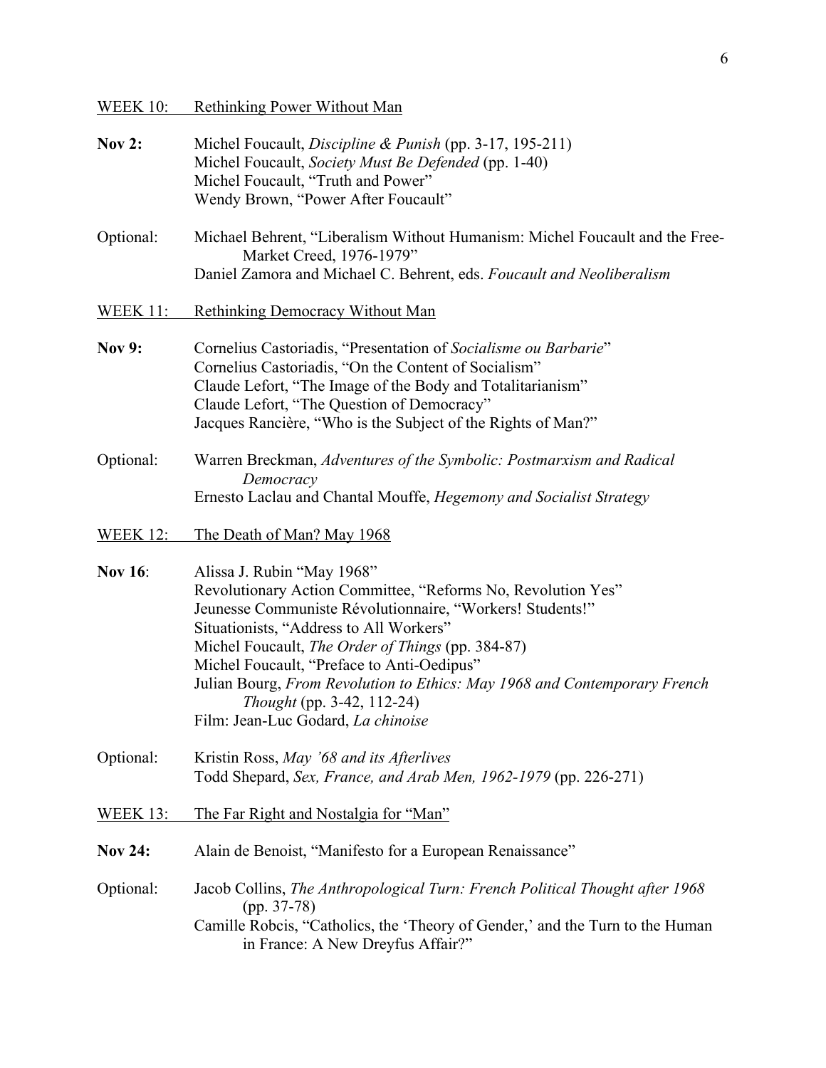<u>WEEK 10: Rethinking Power Without Man</u>

**Nov 2:**
Michel Foucault, *Discipline & Punish* (pp. 3-17, 195-211)
Michel Foucault, *Society Must Be Defended* (pp. 1-40)
Michel Foucault, "Truth and Power"
Wendy Brown, "Power After Foucault"

Optional:
Michael Behrent, "Liberalism Without Humanism: Michel Foucault and the Free-Market Creed, 1976-1979"
Daniel Zamora and Michael C. Behrent, eds. *Foucault and Neoliberalism*

<u>WEEK 11: Rethinking Democracy Without Man</u>

**Nov 9:**
Cornelius Castoriadis, "Presentation of *Socialisme ou Barbarie*"
Cornelius Castoriadis, "On the Content of Socialism"
Claude Lefort, "The Image of the Body and Totalitarianism"
Claude Lefort, "The Question of Democracy"
Jacques Rancière, "Who is the Subject of the Rights of Man?"

Optional:
Warren Breckman, *Adventures of the Symbolic: Postmarxism and Radical Democracy*
Ernesto Laclau and Chantal Mouffe, *Hegemony and Socialist Strategy*

<u>WEEK 12: The Death of Man? May 1968</u>

**Nov 16**:
Alissa J. Rubin "May 1968"
Revolutionary Action Committee, "Reforms No, Revolution Yes"
Jeunesse Communiste Révolutionnaire, "Workers! Students!"
Situationists, "Address to All Workers"
Michel Foucault, *The Order of Things* (pp. 384-87)
Michel Foucault, "Preface to Anti-Oedipus"
Julian Bourg, *From Revolution to Ethics: May 1968 and Contemporary French Thought* (pp. 3-42, 112-24)
Film: Jean-Luc Godard, *La chinoise*

Optional:
Kristin Ross, *May '68 and its Afterlives*
Todd Shepard, *Sex, France, and Arab Men, 1962-1979* (pp. 226-271)

<u>WEEK 13: The Far Right and Nostalgia for "Man"</u>

**Nov 24:**
Alain de Benoist, "Manifesto for a European Renaissance"

Optional:
Jacob Collins, *The Anthropological Turn: French Political Thought after 1968* (pp. 37-78)
Camille Robcis, "Catholics, the 'Theory of Gender,' and the Turn to the Human in France: A New Dreyfus Affair?"